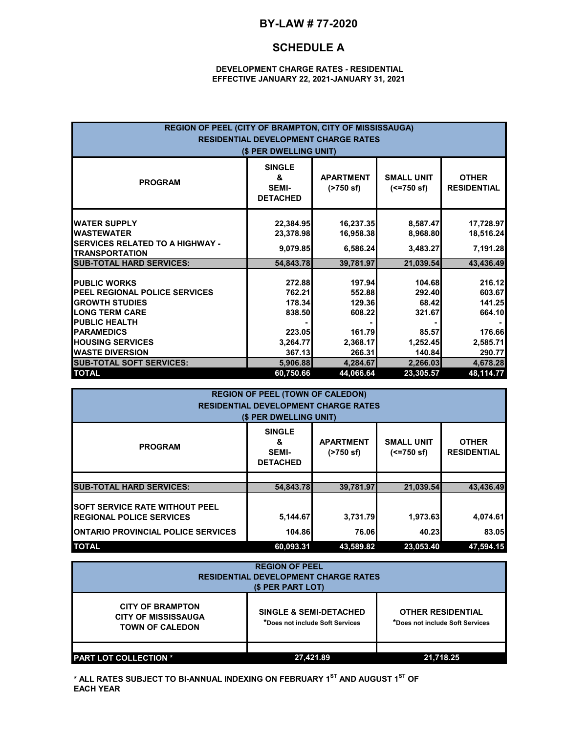# BY-LAW # 77-2020

## SCHEDULE A

**DEVELOPMENT CHARGE RATES - RESIDENTIAL**
**EFFECTIVE JANUARY 22, 2021-JANUARY 31, 2021**

**REGION OF PEEL (CITY OF BRAMPTON, CITY OF MISSISSAUGA)**
**RESIDENTIAL DEVELOPMENT CHARGE RATES**
**($ PER DWELLING UNIT)**

| PROGRAM | SINGLE & SEMI-DETACHED | APARTMENT (>750 sf) | SMALL UNIT (<=750 sf) | OTHER RESIDENTIAL |
|---|---|---|---|---|
| WATER SUPPLY | 22,384.95 | 16,237.35 | 8,587.47 | 17,728.97 |
| WASTEWATER | 23,378.98 | 16,958.38 | 8,968.80 | 18,516.24 |
| SERVICES RELATED TO A HIGHWAY - TRANSPORTATION | 9,079.85 | 6,586.24 | 3,483.27 | 7,191.28 |
| **SUB-TOTAL HARD SERVICES:** | **54,843.78** | **39,781.97** | **21,039.54** | **43,436.49** |
| PUBLIC WORKS | 272.88 | 197.94 | 104.68 | 216.12 |
| PEEL REGIONAL POLICE SERVICES | 762.21 | 552.88 | 292.40 | 603.67 |
| GROWTH STUDIES | 178.34 | 129.36 | 68.42 | 141.25 |
| LONG TERM CARE | 838.50 | 608.22 | 321.67 | 664.10 |
| PUBLIC HEALTH | - | - | - | - |
| PARAMEDICS | 223.05 | 161.79 | 85.57 | 176.66 |
| HOUSING SERVICES | 3,264.77 | 2,368.17 | 1,252.45 | 2,585.71 |
| WASTE DIVERSION | 367.13 | 266.31 | 140.84 | 290.77 |
| **SUB-TOTAL SOFT SERVICES:** | **5,906.88** | **4,284.67** | **2,266.03** | **4,678.28** |
| **TOTAL** | **60,750.66** | **44,066.64** | **23,305.57** | **48,114.77** |

**REGION OF PEEL (TOWN OF CALEDON)**
**RESIDENTIAL DEVELOPMENT CHARGE RATES**
**($ PER DWELLING UNIT)**

| PROGRAM | SINGLE & SEMI-DETACHED | APARTMENT (>750 sf) | SMALL UNIT (<=750 sf) | OTHER RESIDENTIAL |
|---|---|---|---|---|
| **SUB-TOTAL HARD SERVICES:** | **54,843.78** | **39,781.97** | **21,039.54** | **43,436.49** |
| SOFT SERVICE RATE WITHOUT PEEL REGIONAL POLICE SERVICES | 5,144.67 | 3,731.79 | 1,973.63 | 4,074.61 |
| ONTARIO PROVINCIAL POLICE SERVICES | 104.86 | 76.06 | 40.23 | 83.05 |
| **TOTAL** | **60,093.31** | **43,589.82** | **23,053.40** | **47,594.15** |

**REGION OF PEEL**
**RESIDENTIAL DEVELOPMENT CHARGE RATES**
**($ PER PART LOT)**

| CITY OF BRAMPTON<br>CITY OF MISSISSAUGA<br>TOWN OF CALEDON | SINGLE & SEMI-DETACHED<br>*Does not include Soft Services | OTHER RESIDENTIAL<br>*Does not include Soft Services |
|---|---|---|
| **PART LOT COLLECTION *** | **27,421.89** | **21,718.25** |

**\* ALL RATES SUBJECT TO BI-ANNUAL INDEXING ON FEBRUARY 1ST AND AUGUST 1ST OF EACH YEAR**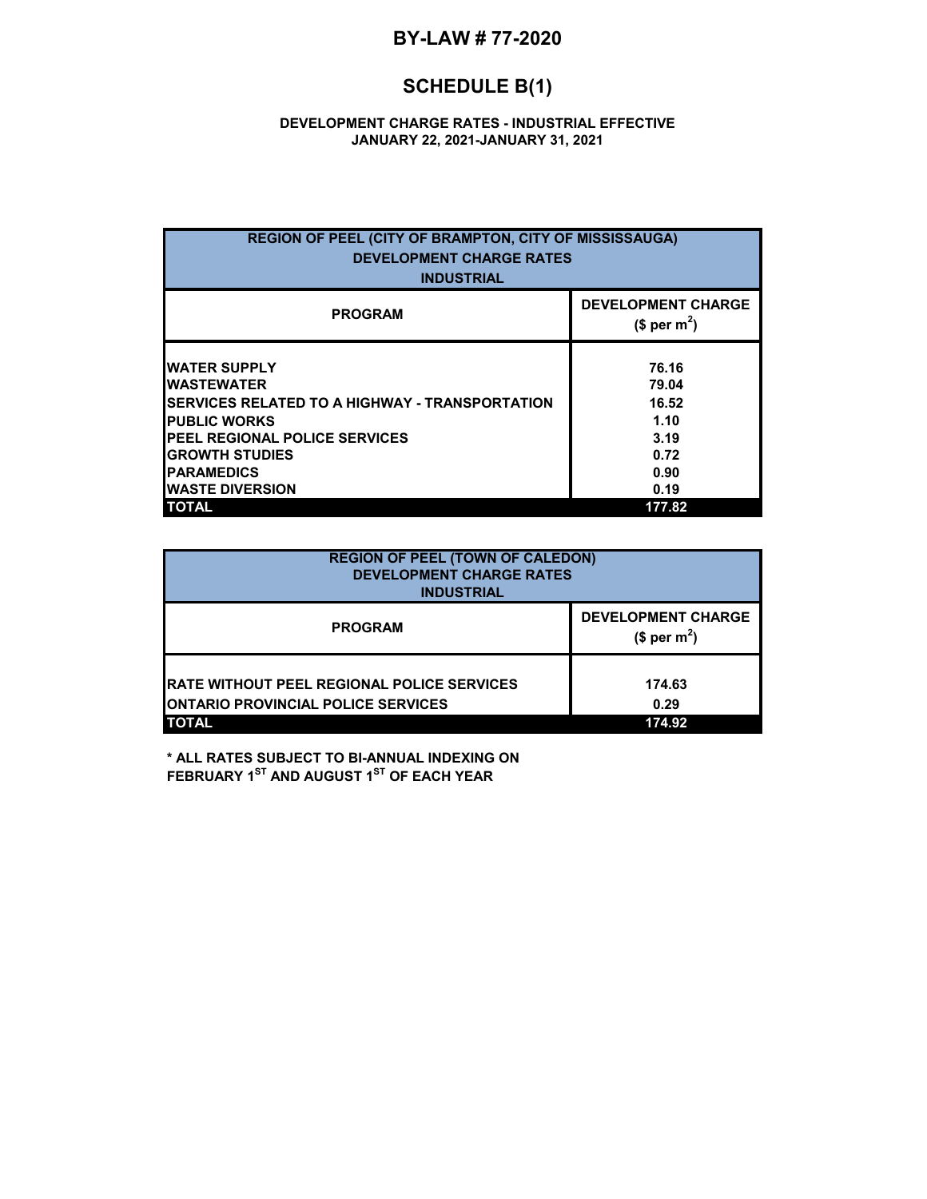# BY-LAW # 77-2020

## SCHEDULE B(1)

**DEVELOPMENT CHARGE RATES - INDUSTRIAL EFFECTIVE JANUARY 22, 2021-JANUARY 31, 2021**

| REGION OF PEEL (CITY OF BRAMPTON, CITY OF MISSISSAUGA) DEVELOPMENT CHARGE RATES INDUSTRIAL | |
|---|---|
| **PROGRAM** | **DEVELOPMENT CHARGE ($ per m$^2$)** |
| WATER SUPPLY | 76.16 |
| WASTEWATER | 79.04 |
| SERVICES RELATED TO A HIGHWAY - TRANSPORTATION | 16.52 |
| PUBLIC WORKS | 1.10 |
| PEEL REGIONAL POLICE SERVICES | 3.19 |
| GROWTH STUDIES | 0.72 |
| PARAMEDICS | 0.90 |
| WASTE DIVERSION | 0.19 |
| **TOTAL** | **177.82** |

| REGION OF PEEL (TOWN OF CALEDON) DEVELOPMENT CHARGE RATES INDUSTRIAL | |
|---|---|
| **PROGRAM** | **DEVELOPMENT CHARGE ($ per m$^2$)** |
| RATE WITHOUT PEEL REGIONAL POLICE SERVICES | 174.63 |
| ONTARIO PROVINCIAL POLICE SERVICES | 0.29 |
| **TOTAL** | **174.92** |

**\* ALL RATES SUBJECT TO BI-ANNUAL INDEXING ON FEBRUARY 1ST AND AUGUST 1ST OF EACH YEAR**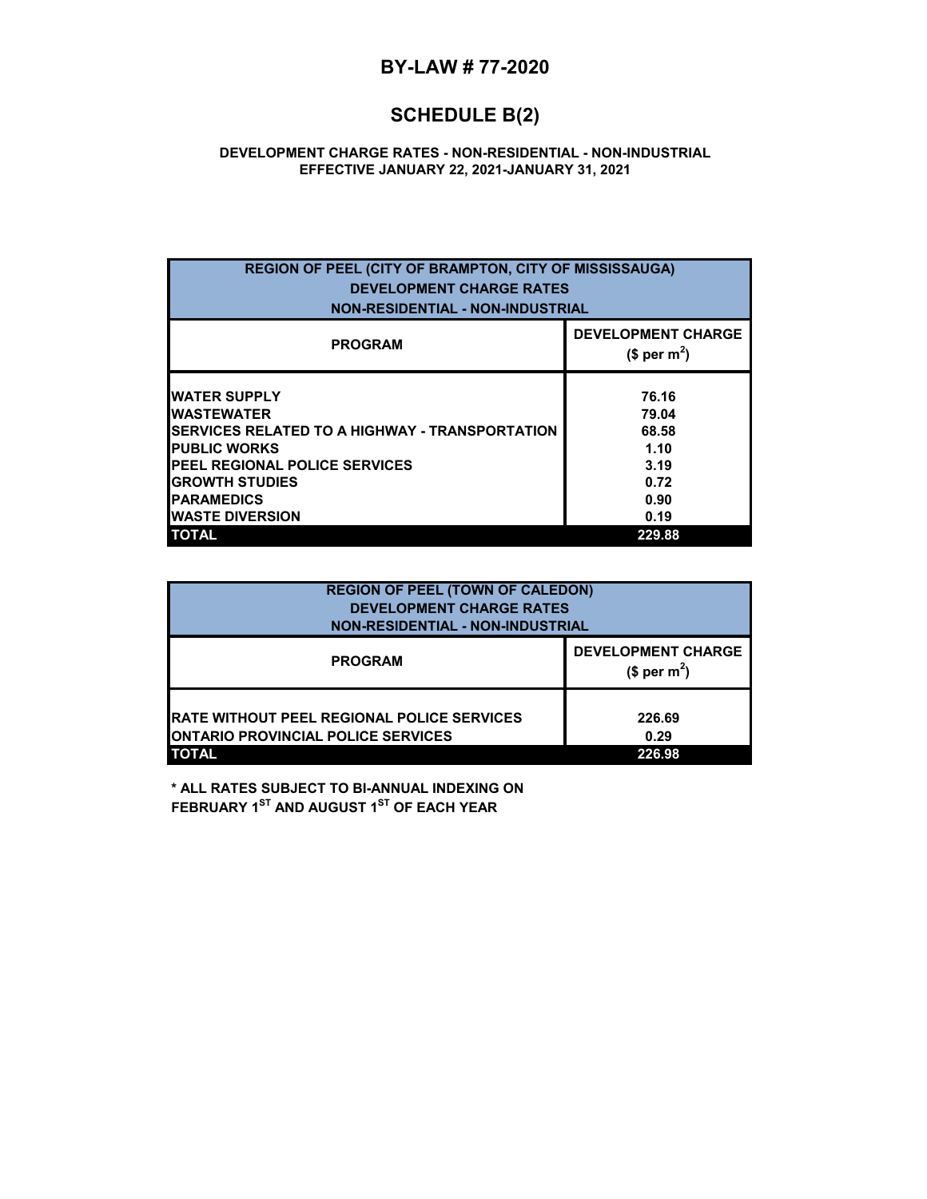# BY-LAW # 77-2020

## SCHEDULE B(2)

**DEVELOPMENT CHARGE RATES - NON-RESIDENTIAL - NON-INDUSTRIAL**
**EFFECTIVE JANUARY 22, 2021-JANUARY 31, 2021**

| REGION OF PEEL (CITY OF BRAMPTON, CITY OF MISSISSAUGA) DEVELOPMENT CHARGE RATES NON-RESIDENTIAL - NON-INDUSTRIAL | |
|---|---|
| **PROGRAM** | **DEVELOPMENT CHARGE ($ per $m^2$)** |
| WATER SUPPLY | 76.16 |
| WASTEWATER | 79.04 |
| SERVICES RELATED TO A HIGHWAY - TRANSPORTATION | 68.58 |
| PUBLIC WORKS | 1.10 |
| PEEL REGIONAL POLICE SERVICES | 3.19 |
| GROWTH STUDIES | 0.72 |
| PARAMEDICS | 0.90 |
| WASTE DIVERSION | 0.19 |
| **TOTAL** | **229.88** |

| REGION OF PEEL (TOWN OF CALEDON) DEVELOPMENT CHARGE RATES NON-RESIDENTIAL - NON-INDUSTRIAL | |
|---|---|
| **PROGRAM** | **DEVELOPMENT CHARGE ($ per $m^2$)** |
| RATE WITHOUT PEEL REGIONAL POLICE SERVICES | 226.69 |
| ONTARIO PROVINCIAL POLICE SERVICES | 0.29 |
| **TOTAL** | **226.98** |

**\* ALL RATES SUBJECT TO BI-ANNUAL INDEXING ON FEBRUARY 1ST AND AUGUST 1ST OF EACH YEAR**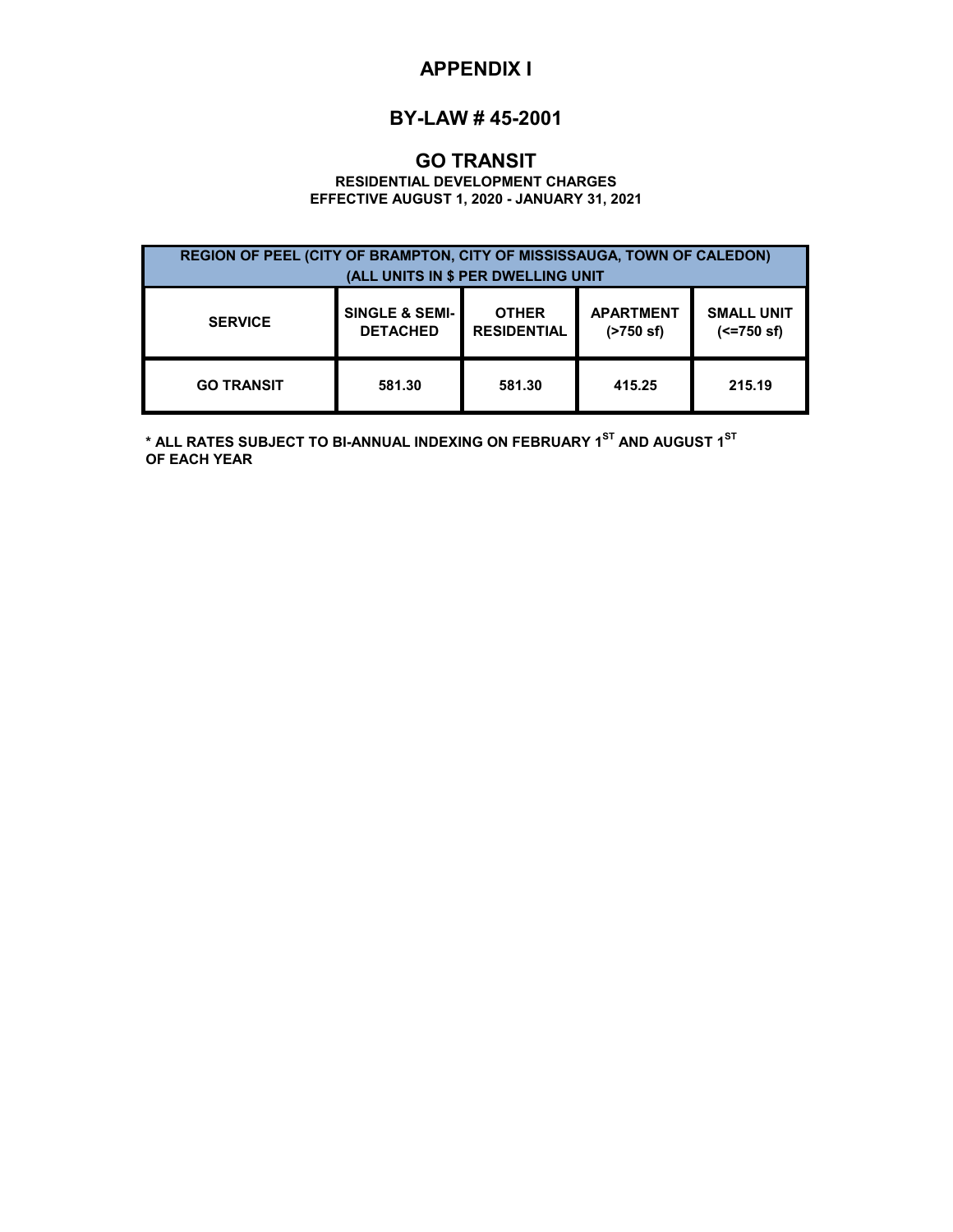# APPENDIX I

## BY-LAW # 45-2001

## GO TRANSIT

**RESIDENTIAL DEVELOPMENT CHARGES**
**EFFECTIVE AUGUST 1, 2020 - JANUARY 31, 2021**

| REGION OF PEEL (CITY OF BRAMPTON, CITY OF MISSISSAUGA, TOWN OF CALEDON) (ALL UNITS IN $ PER DWELLING UNIT | | | | |
|---|---|---|---|---|
| **SERVICE** | **SINGLE & SEMI-DETACHED** | **OTHER RESIDENTIAL** | **APARTMENT (>750 sf)** | **SMALL UNIT (<=750 sf)** |
| **GO TRANSIT** | **581.30** | **581.30** | **415.25** | **215.19** |

**\* ALL RATES SUBJECT TO BI-ANNUAL INDEXING ON FEBRUARY 1ST AND AUGUST 1ST OF EACH YEAR**